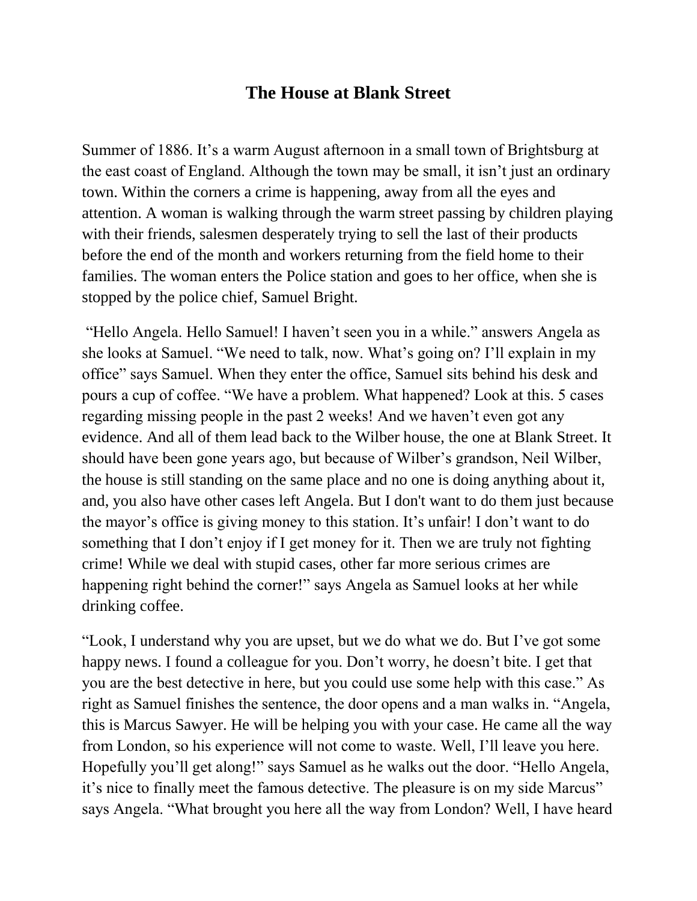# The House at Blank Street

Summer of 1886. It's a warm August afternoon in a small town of Brightsburg at the east coast of England. Although the town may be small, it isn't just an ordinary town. Within the corners a crime is happening, away from all the eyes and attention. A woman is walking through the warm street passing by children playing with their friends, salesmen desperately trying to sell the last of their products before the end of the month and workers returning from the field home to their families. The woman enters the Police station and goes to her office, when she is stopped by the police chief, Samuel Bright.

"Hello Angela. Hello Samuel! I haven't seen you in a while." answers Angela as she looks at Samuel. "We need to talk, now. What's going on? I'll explain in my office" says Samuel. When they enter the office, Samuel sits behind his desk and pours a cup of coffee. "We have a problem. What happened? Look at this. 5 cases regarding missing people in the past 2 weeks! And we haven't even got any evidence. And all of them lead back to the Wilber house, the one at Blank Street. It should have been gone years ago, but because of Wilber's grandson, Neil Wilber, the house is still standing on the same place and no one is doing anything about it, and, you also have other cases left Angela. But I don't want to do them just because the mayor's office is giving money to this station. It's unfair! I don't want to do something that I don't enjoy if I get money for it. Then we are truly not fighting crime! While we deal with stupid cases, other far more serious crimes are happening right behind the corner!" says Angela as Samuel looks at her while drinking coffee.

"Look, I understand why you are upset, but we do what we do. But I've got some happy news. I found a colleague for you. Don't worry, he doesn't bite. I get that you are the best detective in here, but you could use some help with this case." As right as Samuel finishes the sentence, the door opens and a man walks in. "Angela, this is Marcus Sawyer. He will be helping you with your case. He came all the way from London, so his experience will not come to waste. Well, I'll leave you here. Hopefully you'll get along!" says Samuel as he walks out the door. "Hello Angela, it's nice to finally meet the famous detective. The pleasure is on my side Marcus" says Angela. "What brought you here all the way from London? Well, I have heard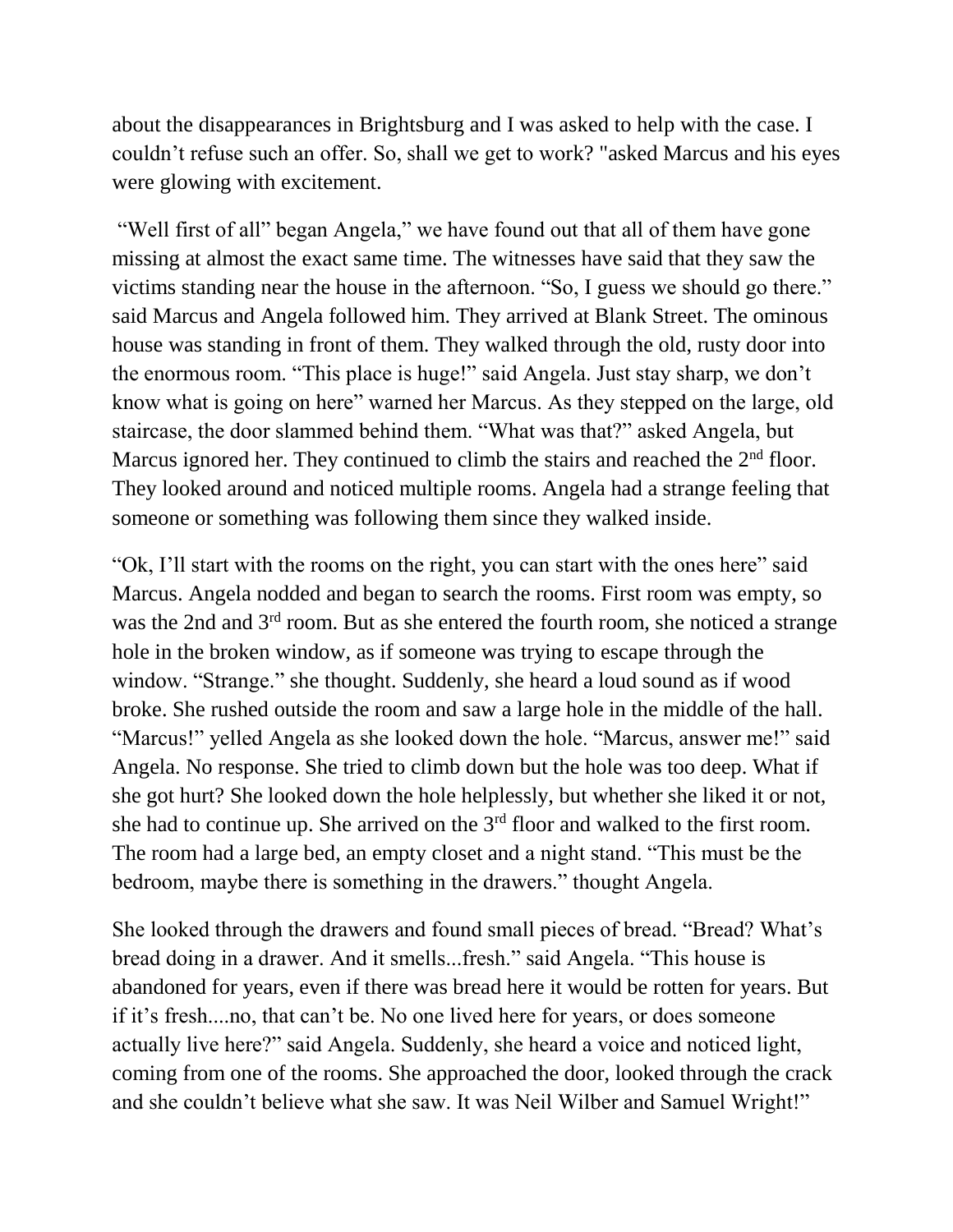about the disappearances in Brightsburg and I was asked to help with the case. I couldn't refuse such an offer. So, shall we get to work? "asked Marcus and his eyes were glowing with excitement.

"Well first of all" began Angela," we have found out that all of them have gone missing at almost the exact same time. The witnesses have said that they saw the victims standing near the house in the afternoon. "So, I guess we should go there." said Marcus and Angela followed him. They arrived at Blank Street. The ominous house was standing in front of them. They walked through the old, rusty door into the enormous room. "This place is huge!" said Angela. Just stay sharp, we don't know what is going on here" warned her Marcus. As they stepped on the large, old staircase, the door slammed behind them. "What was that?" asked Angela, but Marcus ignored her. They continued to climb the stairs and reached the 2nd floor. They looked around and noticed multiple rooms. Angela had a strange feeling that someone or something was following them since they walked inside.

"Ok, I'll start with the rooms on the right, you can start with the ones here" said Marcus. Angela nodded and began to search the rooms. First room was empty, so was the 2nd and 3rd room. But as she entered the fourth room, she noticed a strange hole in the broken window, as if someone was trying to escape through the window. "Strange." she thought. Suddenly, she heard a loud sound as if wood broke. She rushed outside the room and saw a large hole in the middle of the hall. "Marcus!" yelled Angela as she looked down the hole. "Marcus, answer me!" said Angela. No response. She tried to climb down but the hole was too deep. What if she got hurt? She looked down the hole helplessly, but whether she liked it or not, she had to continue up. She arrived on the 3rd floor and walked to the first room. The room had a large bed, an empty closet and a night stand. "This must be the bedroom, maybe there is something in the drawers." thought Angela.

She looked through the drawers and found small pieces of bread. "Bread? What's bread doing in a drawer. And it smells...fresh." said Angela. "This house is abandoned for years, even if there was bread here it would be rotten for years. But if it's fresh....no, that can't be. No one lived here for years, or does someone actually live here?" said Angela. Suddenly, she heard a voice and noticed light, coming from one of the rooms. She approached the door, looked through the crack and she couldn't believe what she saw. It was Neil Wilber and Samuel Wright!"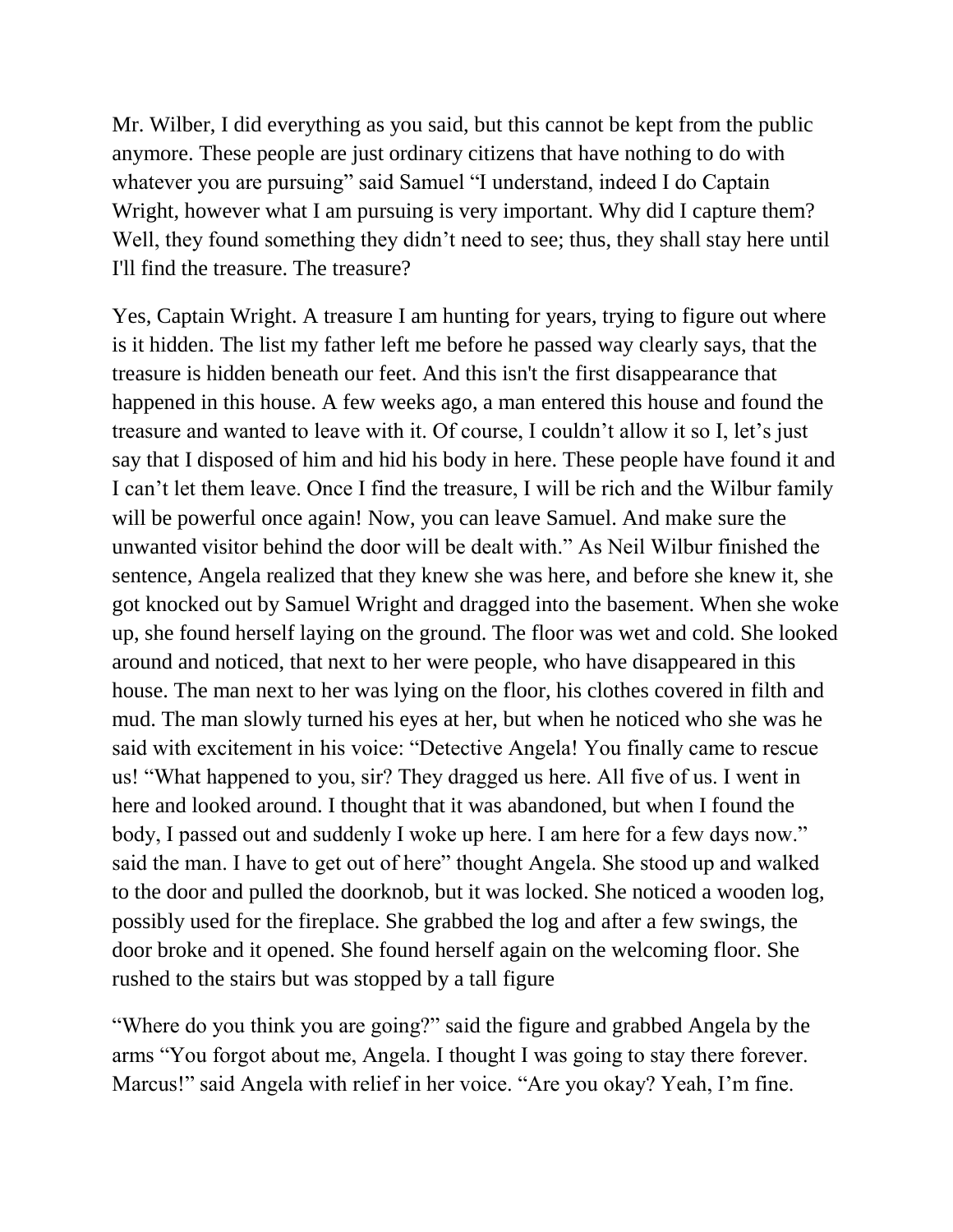Mr. Wilber, I did everything as you said, but this cannot be kept from the public anymore. These people are just ordinary citizens that have nothing to do with whatever you are pursuing" said Samuel "I understand, indeed I do Captain Wright, however what I am pursuing is very important. Why did I capture them? Well, they found something they didn't need to see; thus, they shall stay here until I'll find the treasure. The treasure?

Yes, Captain Wright. A treasure I am hunting for years, trying to figure out where is it hidden. The list my father left me before he passed way clearly says, that the treasure is hidden beneath our feet. And this isn't the first disappearance that happened in this house. A few weeks ago, a man entered this house and found the treasure and wanted to leave with it. Of course, I couldn't allow it so I, let's just say that I disposed of him and hid his body in here. These people have found it and I can't let them leave. Once I find the treasure, I will be rich and the Wilbur family will be powerful once again! Now, you can leave Samuel. And make sure the unwanted visitor behind the door will be dealt with." As Neil Wilbur finished the sentence, Angela realized that they knew she was here, and before she knew it, she got knocked out by Samuel Wright and dragged into the basement. When she woke up, she found herself laying on the ground. The floor was wet and cold. She looked around and noticed, that next to her were people, who have disappeared in this house. The man next to her was lying on the floor, his clothes covered in filth and mud. The man slowly turned his eyes at her, but when he noticed who she was he said with excitement in his voice: "Detective Angela! You finally came to rescue us! "What happened to you, sir? They dragged us here. All five of us. I went in here and looked around. I thought that it was abandoned, but when I found the body, I passed out and suddenly I woke up here. I am here for a few days now." said the man. I have to get out of here" thought Angela. She stood up and walked to the door and pulled the doorknob, but it was locked. She noticed a wooden log, possibly used for the fireplace. She grabbed the log and after a few swings, the door broke and it opened. She found herself again on the welcoming floor. She rushed to the stairs but was stopped by a tall figure

"Where do you think you are going?" said the figure and grabbed Angela by the arms "You forgot about me, Angela. I thought I was going to stay there forever. Marcus!" said Angela with relief in her voice. "Are you okay? Yeah, I'm fine.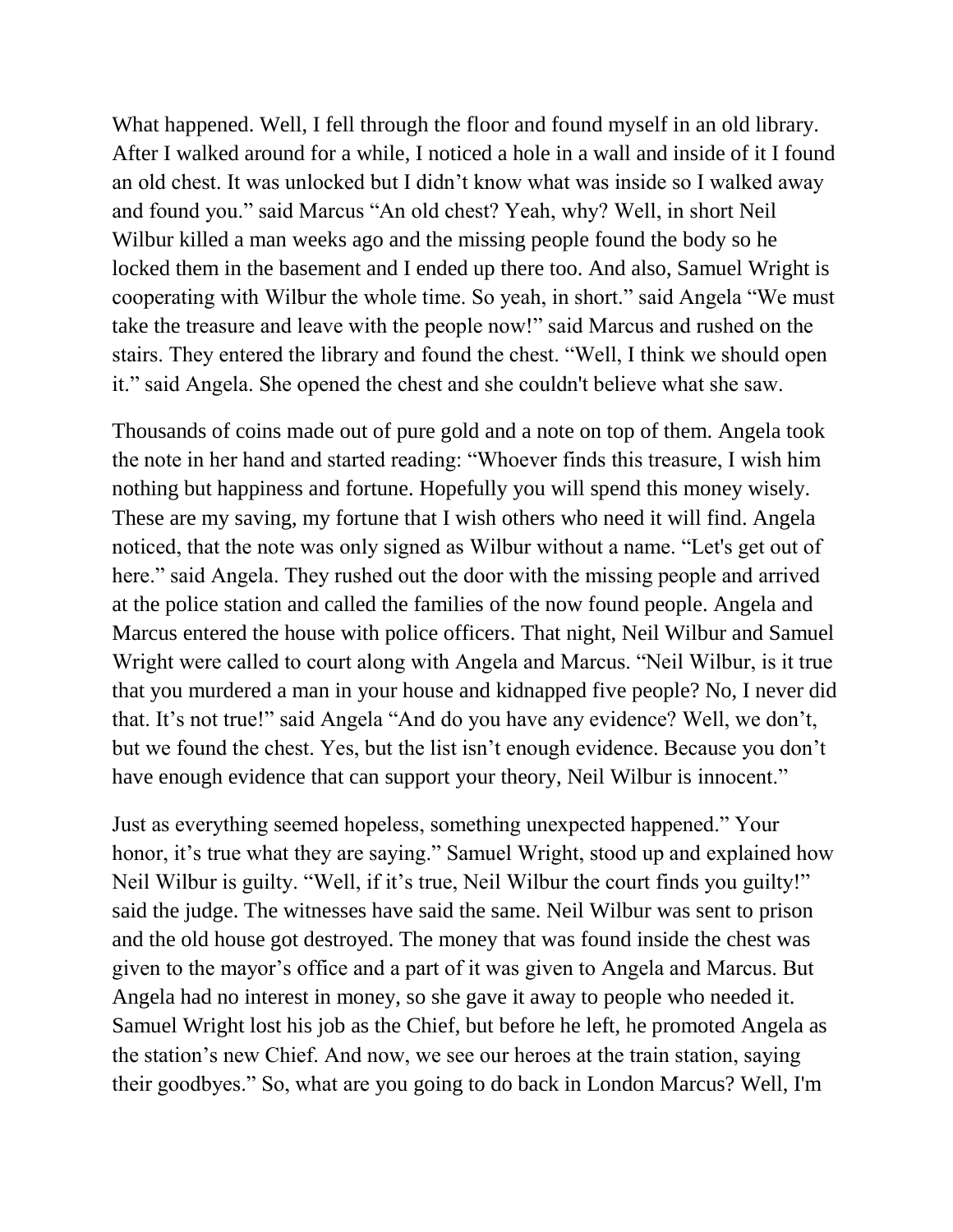What happened. Well, I fell through the floor and found myself in an old library. After I walked around for a while, I noticed a hole in a wall and inside of it I found an old chest. It was unlocked but I didn't know what was inside so I walked away and found you." said Marcus "An old chest? Yeah, why? Well, in short Neil Wilbur killed a man weeks ago and the missing people found the body so he locked them in the basement and I ended up there too. And also, Samuel Wright is cooperating with Wilbur the whole time. So yeah, in short." said Angela "We must take the treasure and leave with the people now!" said Marcus and rushed on the stairs. They entered the library and found the chest. "Well, I think we should open it." said Angela. She opened the chest and she couldn't believe what she saw.

Thousands of coins made out of pure gold and a note on top of them. Angela took the note in her hand and started reading: "Whoever finds this treasure, I wish him nothing but happiness and fortune. Hopefully you will spend this money wisely. These are my saving, my fortune that I wish others who need it will find. Angela noticed, that the note was only signed as Wilbur without a name. "Let's get out of here." said Angela. They rushed out the door with the missing people and arrived at the police station and called the families of the now found people. Angela and Marcus entered the house with police officers. That night, Neil Wilbur and Samuel Wright were called to court along with Angela and Marcus. "Neil Wilbur, is it true that you murdered a man in your house and kidnapped five people? No, I never did that. It's not true!" said Angela "And do you have any evidence? Well, we don't, but we found the chest. Yes, but the list isn't enough evidence. Because you don't have enough evidence that can support your theory, Neil Wilbur is innocent."

Just as everything seemed hopeless, something unexpected happened." Your honor, it's true what they are saying." Samuel Wright, stood up and explained how Neil Wilbur is guilty. "Well, if it's true, Neil Wilbur the court finds you guilty!" said the judge. The witnesses have said the same. Neil Wilbur was sent to prison and the old house got destroyed. The money that was found inside the chest was given to the mayor's office and a part of it was given to Angela and Marcus. But Angela had no interest in money, so she gave it away to people who needed it. Samuel Wright lost his job as the Chief, but before he left, he promoted Angela as the station's new Chief. And now, we see our heroes at the train station, saying their goodbyes." So, what are you going to do back in London Marcus? Well, I'm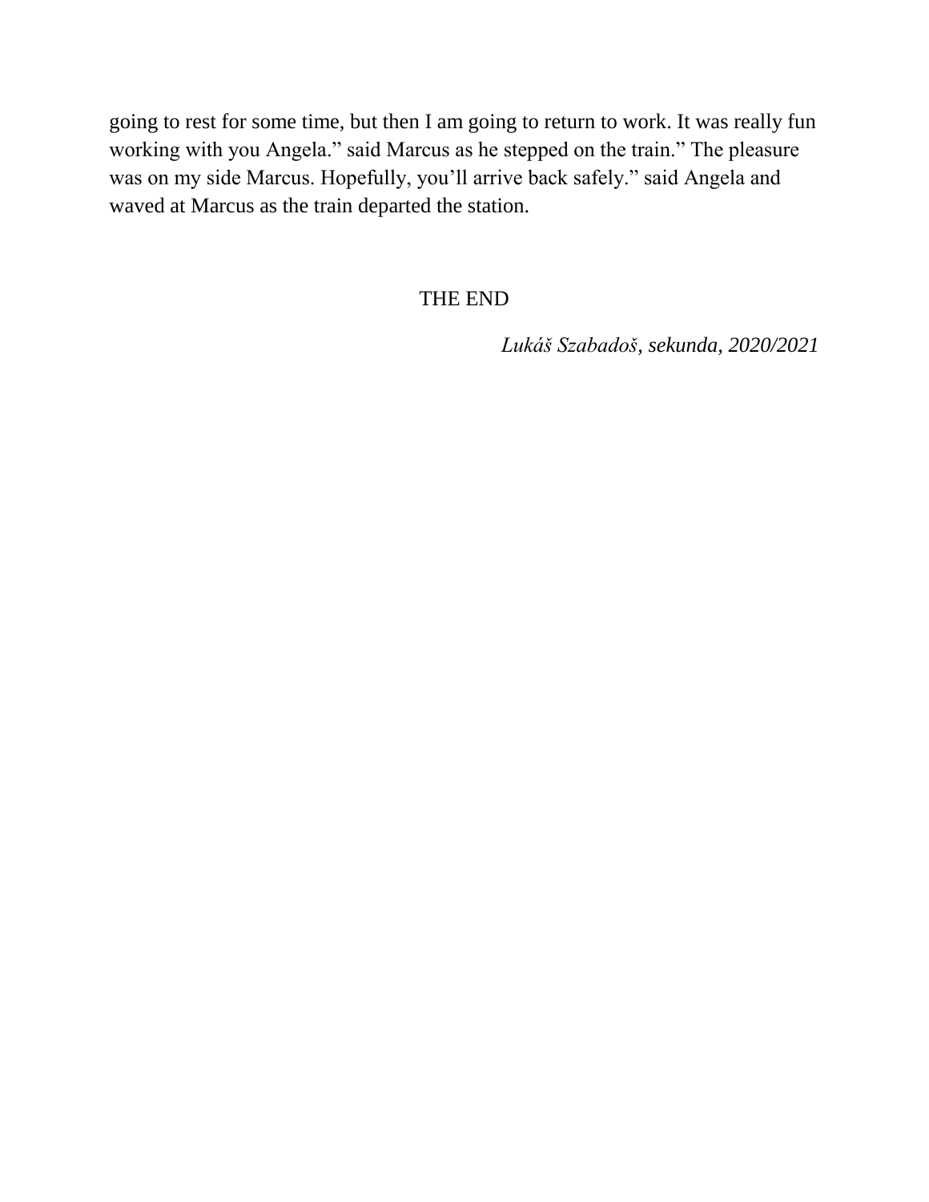going to rest for some time, but then I am going to return to work. It was really fun working with you Angela." said Marcus as he stepped on the train." The pleasure was on my side Marcus. Hopefully, you'll arrive back safely." said Angela and waved at Marcus as the train departed the station.

THE END

*Lukáš Szabadoš, sekunda, 2020/2021*